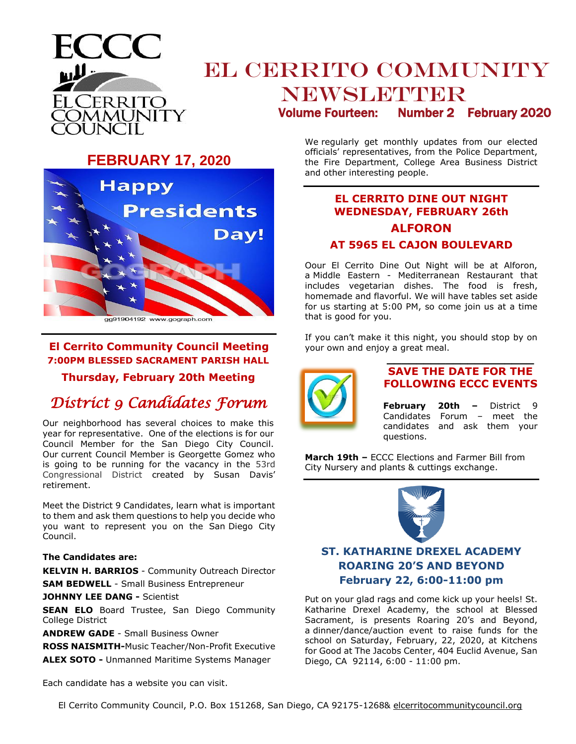# EL CERRITO COMMUNITY NEWSLETTER

**Volume Fourteen: Number 2 February 2020**

ECCC
EL CERRITO COMMUNITY COUNCIL

## FEBRUARY 17, 2020

Happy Presidents Day!

gg91904192 www.gograph.com

We regularly get monthly updates from our elected officials' representatives, from the Police Department, the Fire Department, College Area Business District and other interesting people.

## El Cerrito Community Council Meeting

**7:00PM BLESSED SACRAMENT PARISH HALL**

**Thursday, February 20th Meeting**

## *District 9 Candidates Forum*

Our neighborhood has several choices to make this year for representative. One of the elections is for our Council Member for the San Diego City Council. Our current Council Member is Georgette Gomez who is going to be running for the vacancy in the 53rd Congressional District created by Susan Davis' retirement.

Meet the District 9 Candidates, learn what is important to them and ask them questions to help you decide who you want to represent you on the San Diego City Council.

**The Candidates are:**

**KELVIN H. BARRIOS** - Community Outreach Director

**SAM BEDWELL** - Small Business Entrepreneur

**JOHNNY LEE DANG -** Scientist

**SEAN ELO** Board Trustee, San Diego Community College District

**ANDREW GADE** - Small Business Owner

**ROSS NAISMITH-**Music Teacher/Non-Profit Executive

**ALEX SOTO -** Unmanned Maritime Systems Manager

Each candidate has a website you can visit.

## EL CERRITO DINE OUT NIGHT WEDNESDAY, FEBRUARY 26th

## ALFORON

## AT 5965 EL CAJON BOULEVARD

Oour El Cerrito Dine Out Night will be at Alforon, a Middle Eastern - Mediterranean Restaurant that includes vegetarian dishes. The food is fresh, homemade and flavorful. We will have tables set aside for us starting at 5:00 PM, so come join us at a time that is good for you.

If you can't make it this night, you should stop by on your own and enjoy a great meal.

## SAVE THE DATE FOR THE FOLLOWING ECCC EVENTS

**February 20th –** District 9 Candidates Forum – meet the candidates and ask them your questions.

**March 19th –** ECCC Elections and Farmer Bill from City Nursery and plants & cuttings exchange.

## ST. KATHARINE DREXEL ACADEMY ROARING 20'S AND BEYOND February 22, 6:00-11:00 pm

Put on your glad rags and come kick up your heels! St. Katharine Drexel Academy, the school at Blessed Sacrament, is presents Roaring 20's and Beyond, a dinner/dance/auction event to raise funds for the school on Saturday, February, 22, 2020, at Kitchens for Good at The Jacobs Center, 404 Euclid Avenue, San Diego, CA 92114, 6:00 - 11:00 pm.

El Cerrito Community Council, P.O. Box 151268, San Diego, CA 92175-1268& elcerritocommunitycouncil.org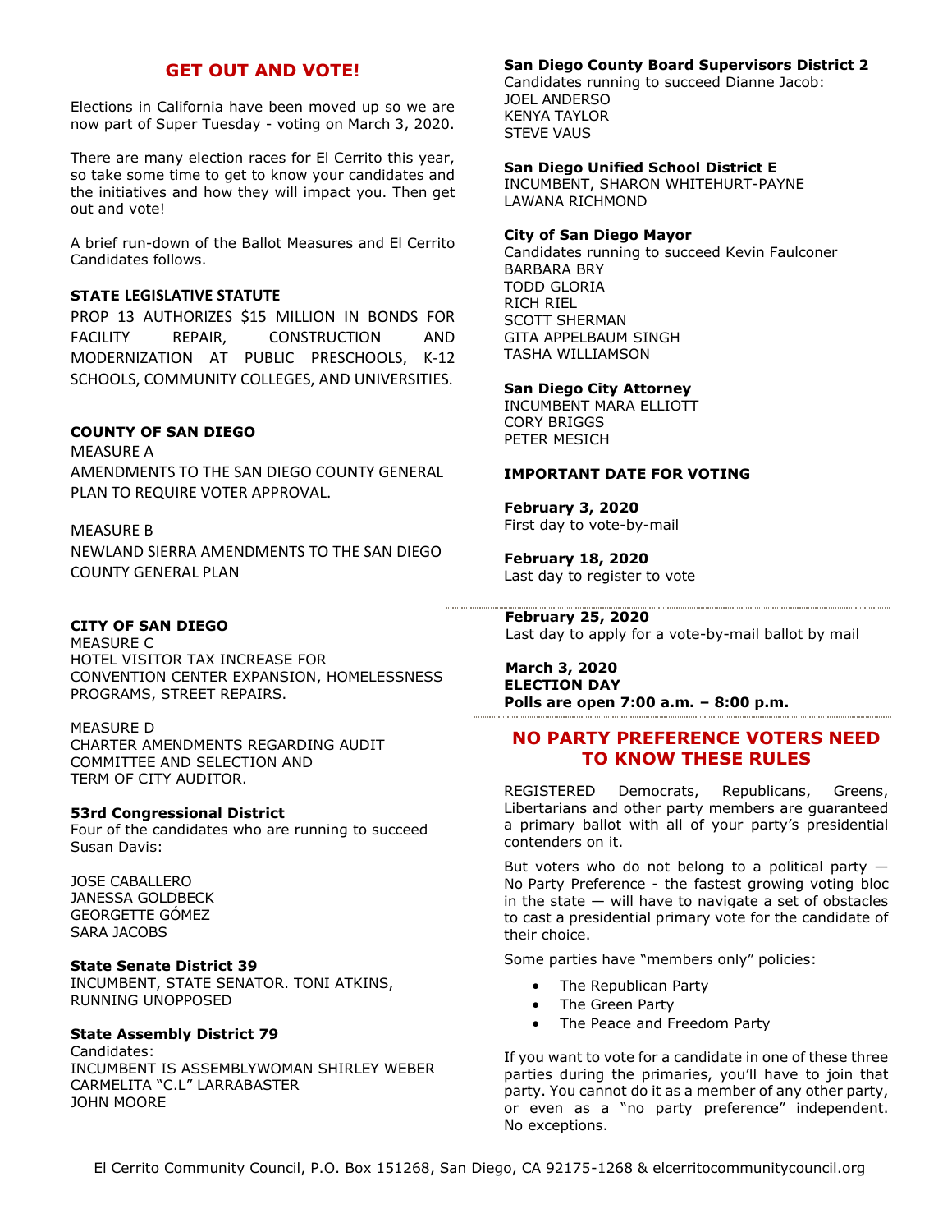## GET OUT AND VOTE!

Elections in California have been moved up so we are now part of Super Tuesday - voting on March 3, 2020.

There are many election races for El Cerrito this year, so take some time to get to know your candidates and the initiatives and how they will impact you. Then get out and vote!

A brief run-down of the Ballot Measures and El Cerrito Candidates follows.

**STATE LEGISLATIVE STATUTE**

PROP 13 AUTHORIZES $15 MILLION IN BONDS FOR FACILITY REPAIR, CONSTRUCTION AND MODERNIZATION AT PUBLIC PRESCHOOLS, K-12 SCHOOLS, COMMUNITY COLLEGES, AND UNIVERSITIES.

**COUNTY OF SAN DIEGO**

MEASURE A
AMENDMENTS TO THE SAN DIEGO COUNTY GENERAL PLAN TO REQUIRE VOTER APPROVAL.

MEASURE B
NEWLAND SIERRA AMENDMENTS TO THE SAN DIEGO COUNTY GENERAL PLAN

**CITY OF SAN DIEGO**

MEASURE C
HOTEL VISITOR TAX INCREASE FOR CONVENTION CENTER EXPANSION, HOMELESSNESS PROGRAMS, STREET REPAIRS.

MEASURE D
CHARTER AMENDMENTS REGARDING AUDIT COMMITTEE AND SELECTION AND TERM OF CITY AUDITOR.

**53rd Congressional District**
Four of the candidates who are running to succeed Susan Davis:

JOSE CABALLERO
JANESSA GOLDBECK
GEORGETTE GÓMEZ
SARA JACOBS

**State Senate District 39**
INCUMBENT, STATE SENATOR. TONI ATKINS, RUNNING UNOPPOSED

**State Assembly District 79**
Candidates:
INCUMBENT IS ASSEMBLYWOMAN SHIRLEY WEBER
CARMELITA "C.L" LARRABASTER
JOHN MOORE

**San Diego County Board Supervisors District 2**
Candidates running to succeed Dianne Jacob:
JOEL ANDERSO
KENYA TAYLOR
STEVE VAUS

**San Diego Unified School District E**
INCUMBENT, SHARON WHITEHURT-PAYNE
LAWANA RICHMOND

**City of San Diego Mayor**
Candidates running to succeed Kevin Faulconer
BARBARA BRY
TODD GLORIA
RICH RIEL
SCOTT SHERMAN
GITA APPELBAUM SINGH
TASHA WILLIAMSON

**San Diego City Attorney**
INCUMBENT MARA ELLIOTT
CORY BRIGGS
PETER MESICH

**IMPORTANT DATE FOR VOTING**

**February 3, 2020**
First day to vote-by-mail

**February 18, 2020**
Last day to register to vote

**February 25, 2020**
Last day to apply for a vote-by-mail ballot by mail

**March 3, 2020**
**ELECTION DAY**
**Polls are open 7:00 a.m. – 8:00 p.m.**

## NO PARTY PREFERENCE VOTERS NEED TO KNOW THESE RULES

REGISTERED Democrats, Republicans, Greens, Libertarians and other party members are guaranteed a primary ballot with all of your party's presidential contenders on it.

But voters who do not belong to a political party — No Party Preference - the fastest growing voting bloc in the state — will have to navigate a set of obstacles to cast a presidential primary vote for the candidate of their choice.

Some parties have "members only" policies:

- The Republican Party
- The Green Party
- The Peace and Freedom Party

If you want to vote for a candidate in one of these three parties during the primaries, you'll have to join that party. You cannot do it as a member of any other party, or even as a "no party preference" independent. No exceptions.

El Cerrito Community Council, P.O. Box 151268, San Diego, CA 92175-1268 & elcerritocommunitycouncil.org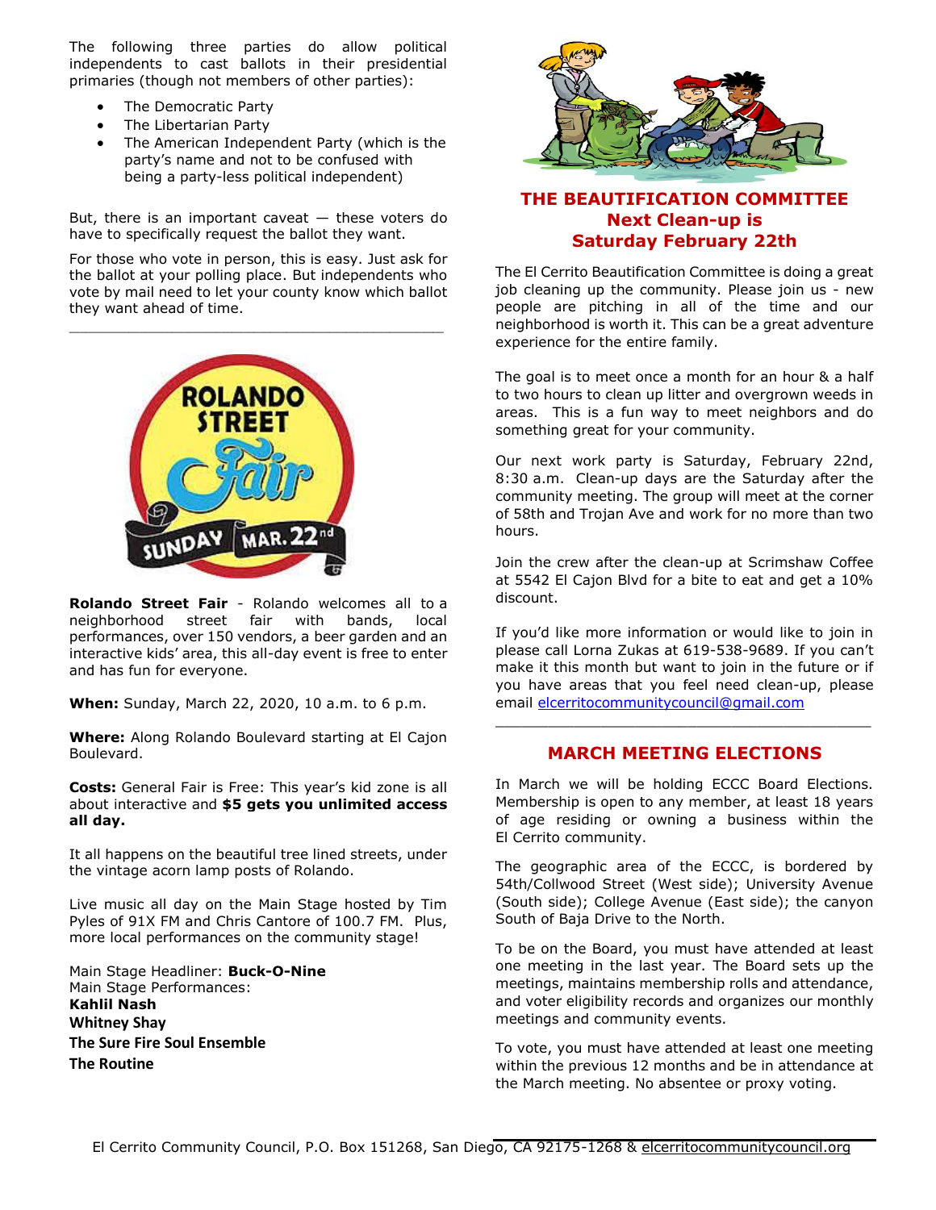The following three parties do allow political independents to cast ballots in their presidential primaries (though not members of other parties):

- The Democratic Party
- The Libertarian Party
- The American Independent Party (which is the party's name and not to be confused with being a party-less political independent)

But, there is an important caveat — these voters do have to specifically request the ballot they want.

For those who vote in person, this is easy. Just ask for the ballot at your polling place. But independents who vote by mail need to let your county know which ballot they want ahead of time.

---

ROLANDO STREET Fair SUNDAY MAR. 22nd

**Rolando Street Fair** - Rolando welcomes all to a neighborhood street fair with bands, local performances, over 150 vendors, a beer garden and an interactive kids' area, this all-day event is free to enter and has fun for everyone.

**When:** Sunday, March 22, 2020, 10 a.m. to 6 p.m.

**Where:** Along Rolando Boulevard starting at El Cajon Boulevard.

**Costs:** General Fair is Free: This year's kid zone is all about interactive and **$5 gets you unlimited access all day.**

It all happens on the beautiful tree lined streets, under the vintage acorn lamp posts of Rolando.

Live music all day on the Main Stage hosted by Tim Pyles of 91X FM and Chris Cantore of 100.7 FM. Plus, more local performances on the community stage!

Main Stage Headliner: **Buck-O-Nine**
Main Stage Performances:
**Kahlil Nash**
**Whitney Shay**
**The Sure Fire Soul Ensemble**
**The Routine**

## THE BEAUTIFICATION COMMITTEE Next Clean-up is Saturday February 22th

The El Cerrito Beautification Committee is doing a great job cleaning up the community. Please join us - new people are pitching in all of the time and our neighborhood is worth it. This can be a great adventure experience for the entire family.

The goal is to meet once a month for an hour & a half to two hours to clean up litter and overgrown weeds in areas. This is a fun way to meet neighbors and do something great for your community.

Our next work party is Saturday, February 22nd, 8:30 a.m. Clean-up days are the Saturday after the community meeting. The group will meet at the corner of 58th and Trojan Ave and work for no more than two hours.

Join the crew after the clean-up at Scrimshaw Coffee at 5542 El Cajon Blvd for a bite to eat and get a 10% discount.

If you'd like more information or would like to join in please call Lorna Zukas at 619-538-9689. If you can't make it this month but want to join in the future or if you have areas that you feel need clean-up, please email elcerritocommunitycouncil@gmail.com

---

## MARCH MEETING ELECTIONS

In March we will be holding ECCC Board Elections. Membership is open to any member, at least 18 years of age residing or owning a business within the El Cerrito community.

The geographic area of the ECCC, is bordered by 54th/Collwood Street (West side); University Avenue (South side); College Avenue (East side); the canyon South of Baja Drive to the North.

To be on the Board, you must have attended at least one meeting in the last year. The Board sets up the meetings, maintains membership rolls and attendance, and voter eligibility records and organizes our monthly meetings and community events.

To vote, you must have attended at least one meeting within the previous 12 months and be in attendance at the March meeting. No absentee or proxy voting.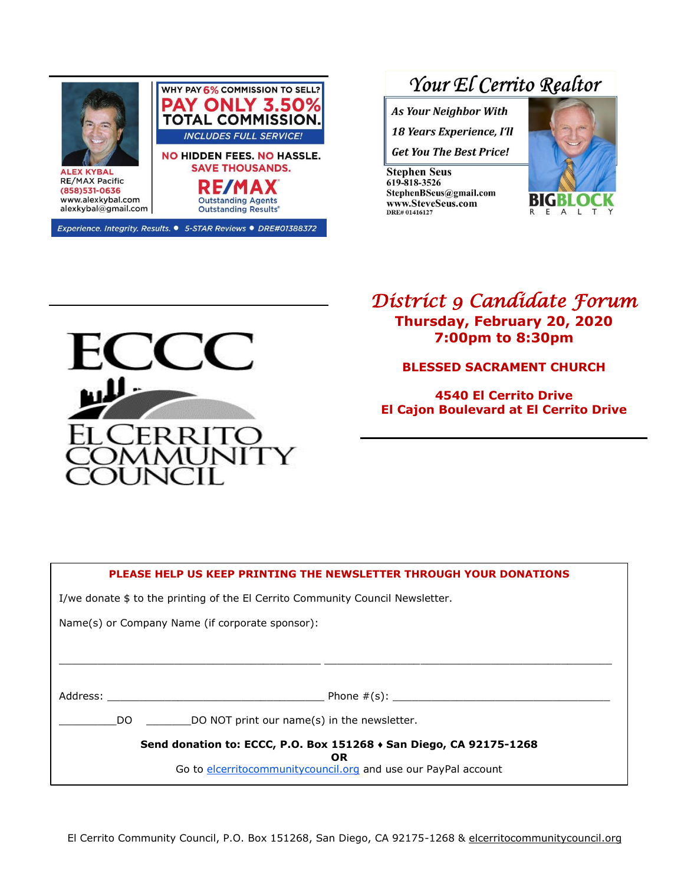ALEX KYBAL
RE/MAX Pacific
(858)531-0636
www.alexkybal.com
alexkybal@gmail.com

WHY PAY 6% COMMISSION TO SELL?

**PAY ONLY 3.50% TOTAL COMMISSION.**

*INCLUDES FULL SERVICE!*

**NO HIDDEN FEES. NO HASSLE.**
**SAVE THOUSANDS.**

RE/MAX
Outstanding Agents
Outstanding Results®

*Experience. Integrity. Results. ● 5-STAR Reviews ● DRE#01388372*

# *Your El Cerrito Realtor*

***As Your Neighbor With 18 Years Experience, I'll Get You The Best Price!***

**Stephen Seus**
619-818-3526
StephenBSeus@gmail.com
www.SteveSeus.com
DRE# 01416127

BIGBLOCK REALTY

ECCC
EL CERRITO COMMUNITY COUNCIL

## *District 9 Candidate Forum*

**Thursday, February 20, 2020**
**7:00pm to 8:30pm**

**BLESSED SACRAMENT CHURCH**

**4540 El Cerrito Drive**
**El Cajon Boulevard at El Cerrito Drive**

---

**PLEASE HELP US KEEP PRINTING THE NEWSLETTER THROUGH YOUR DONATIONS**

I/we donate $ to the printing of the El Cerrito Community Council Newsletter.

Name(s) or Company Name (if corporate sponsor):

________________________________________ ____________________________________________

Address: _________________________________ Phone #(s): _________________________________

_________DO _______DO NOT print our name(s) in the newsletter.

**Send donation to: ECCC, P.O. Box 151268 ♦ San Diego, CA 92175-1268**
**OR**
Go to elcerritocommunitycouncil.org and use our PayPal account

El Cerrito Community Council, P.O. Box 151268, San Diego, CA 92175-1268 & elcerritocommunitycouncil.org